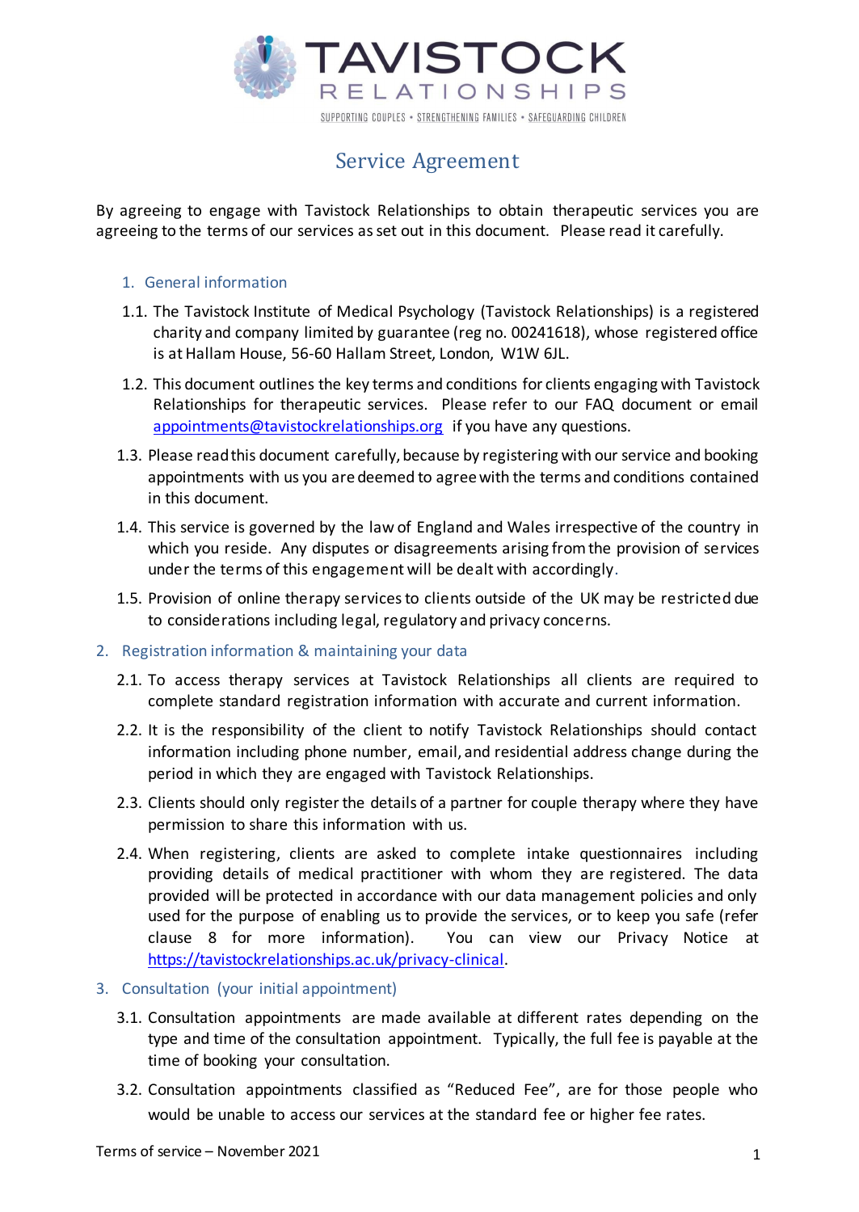TAVISTOCK RELATIONSHIPS

SUPPORTING COUPLES • STRENGTHENING FAMILIES • SAFEGUARDING CHILDREN

# Service Agreement

By agreeing to engage with Tavistock Relationships to obtain therapeutic services you are agreeing to the terms of our services as set out in this document. Please read it carefully.

## 1. General information

1.1. The Tavistock Institute of Medical Psychology (Tavistock Relationships) is a registered charity and company limited by guarantee (reg no. 00241618), whose registered office is at Hallam House, 56-60 Hallam Street, London, W1W 6JL.

1.2. This document outlines the key terms and conditions for clients engaging with Tavistock Relationships for therapeutic services. Please refer to our FAQ document or email appointments@tavistockrelationships.org if you have any questions.

1.3. Please read this document carefully, because by registering with our service and booking appointments with us you are deemed to agree with the terms and conditions contained in this document.

1.4. This service is governed by the law of England and Wales irrespective of the country in which you reside. Any disputes or disagreements arising from the provision of services under the terms of this engagement will be dealt with accordingly.

1.5. Provision of online therapy services to clients outside of the UK may be restricted due to considerations including legal, regulatory and privacy concerns.

## 2. Registration information & maintaining your data

2.1. To access therapy services at Tavistock Relationships all clients are required to complete standard registration information with accurate and current information.

2.2. It is the responsibility of the client to notify Tavistock Relationships should contact information including phone number, email, and residential address change during the period in which they are engaged with Tavistock Relationships.

2.3. Clients should only register the details of a partner for couple therapy where they have permission to share this information with us.

2.4. When registering, clients are asked to complete intake questionnaires including providing details of medical practitioner with whom they are registered. The data provided will be protected in accordance with our data management policies and only used for the purpose of enabling us to provide the services, or to keep you safe (refer clause 8 for more information). You can view our Privacy Notice at https://tavistockrelationships.ac.uk/privacy-clinical.

## 3. Consultation (your initial appointment)

3.1. Consultation appointments are made available at different rates depending on the type and time of the consultation appointment. Typically, the full fee is payable at the time of booking your consultation.

3.2. Consultation appointments classified as "Reduced Fee", are for those people who would be unable to access our services at the standard fee or higher fee rates.

Terms of service – November 2021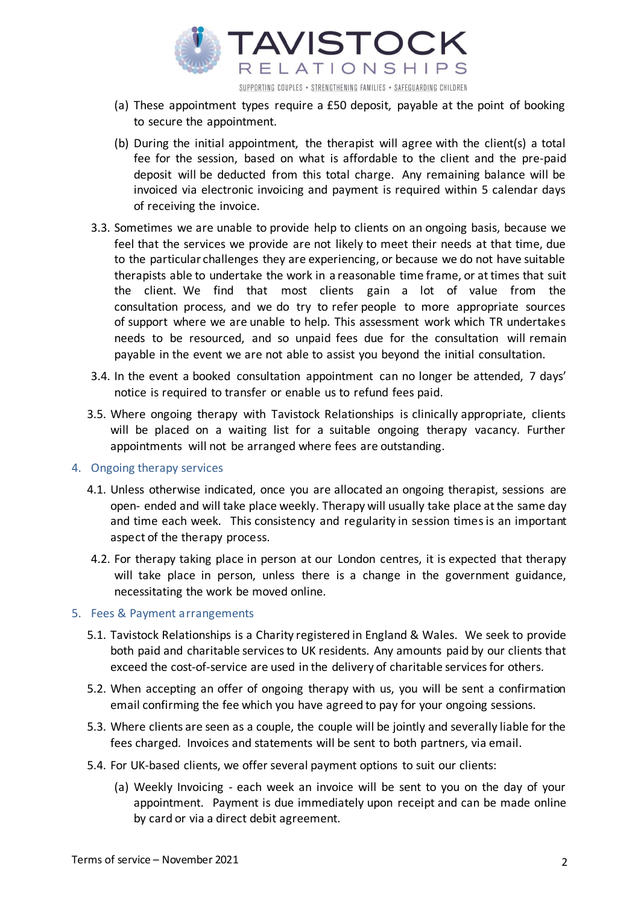(a) These appointment types require a £50 deposit, payable at the point of booking to secure the appointment.

(b) During the initial appointment, the therapist will agree with the client(s) a total fee for the session, based on what is affordable to the client and the pre-paid deposit will be deducted from this total charge. Any remaining balance will be invoiced via electronic invoicing and payment is required within 5 calendar days of receiving the invoice.

3.3. Sometimes we are unable to provide help to clients on an ongoing basis, because we feel that the services we provide are not likely to meet their needs at that time, due to the particular challenges they are experiencing, or because we do not have suitable therapists able to undertake the work in a reasonable time frame, or at times that suit the client. We find that most clients gain a lot of value from the consultation process, and we do try to refer people to more appropriate sources of support where we are unable to help. This assessment work which TR undertakes needs to be resourced, and so unpaid fees due for the consultation will remain payable in the event we are not able to assist you beyond the initial consultation.

3.4. In the event a booked consultation appointment can no longer be attended, 7 days' notice is required to transfer or enable us to refund fees paid.

3.5. Where ongoing therapy with Tavistock Relationships is clinically appropriate, clients will be placed on a waiting list for a suitable ongoing therapy vacancy. Further appointments will not be arranged where fees are outstanding.

## 4. Ongoing therapy services

4.1. Unless otherwise indicated, once you are allocated an ongoing therapist, sessions are open- ended and will take place weekly. Therapy will usually take place at the same day and time each week. This consistency and regularity in session times is an important aspect of the therapy process.

4.2. For therapy taking place in person at our London centres, it is expected that therapy will take place in person, unless there is a change in the government guidance, necessitating the work be moved online.

## 5. Fees & Payment arrangements

5.1. Tavistock Relationships is a Charity registered in England & Wales. We seek to provide both paid and charitable services to UK residents. Any amounts paid by our clients that exceed the cost-of-service are used in the delivery of charitable services for others.

5.2. When accepting an offer of ongoing therapy with us, you will be sent a confirmation email confirming the fee which you have agreed to pay for your ongoing sessions.

5.3. Where clients are seen as a couple, the couple will be jointly and severally liable for the fees charged. Invoices and statements will be sent to both partners, via email.

5.4. For UK-based clients, we offer several payment options to suit our clients:

(a) Weekly Invoicing - each week an invoice will be sent to you on the day of your appointment. Payment is due immediately upon receipt and can be made online by card or via a direct debit agreement.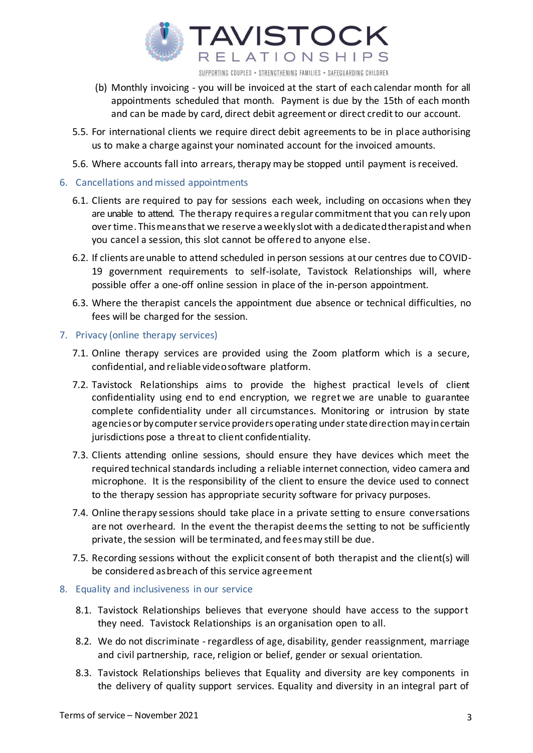(b) Monthly invoicing - you will be invoiced at the start of each calendar month for all appointments scheduled that month. Payment is due by the 15th of each month and can be made by card, direct debit agreement or direct credit to our account.

5.5. For international clients we require direct debit agreements to be in place authorising us to make a charge against your nominated account for the invoiced amounts.

5.6. Where accounts fall into arrears, therapy may be stopped until payment is received.

## 6. Cancellations and missed appointments

6.1. Clients are required to pay for sessions each week, including on occasions when they are unable to attend. The therapy requires a regular commitment that you can rely upon over time. This means that we reserve a weekly slot with a dedicated therapist and when you cancel a session, this slot cannot be offered to anyone else.

6.2. If clients are unable to attend scheduled in person sessions at our centres due to COVID-19 government requirements to self-isolate, Tavistock Relationships will, where possible offer a one-off online session in place of the in-person appointment.

6.3. Where the therapist cancels the appointment due absence or technical difficulties, no fees will be charged for the session.

## 7. Privacy (online therapy services)

7.1. Online therapy services are provided using the Zoom platform which is a secure, confidential, and reliable video software platform.

7.2. Tavistock Relationships aims to provide the highest practical levels of client confidentiality using end to end encryption, we regret we are unable to guarantee complete confidentiality under all circumstances. Monitoring or intrusion by state agencies or by computer service providers operating under state direction may in certain jurisdictions pose a threat to client confidentiality.

7.3. Clients attending online sessions, should ensure they have devices which meet the required technical standards including a reliable internet connection, video camera and microphone. It is the responsibility of the client to ensure the device used to connect to the therapy session has appropriate security software for privacy purposes.

7.4. Online therapy sessions should take place in a private setting to ensure conversations are not overheard. In the event the therapist deems the setting to not be sufficiently private, the session will be terminated, and fees may still be due.

7.5. Recording sessions without the explicit consent of both therapist and the client(s) will be considered as breach of this service agreement

## 8. Equality and inclusiveness in our service

8.1. Tavistock Relationships believes that everyone should have access to the support they need. Tavistock Relationships is an organisation open to all.

8.2. We do not discriminate - regardless of age, disability, gender reassignment, marriage and civil partnership, race, religion or belief, gender or sexual orientation.

8.3. Tavistock Relationships believes that Equality and diversity are key components in the delivery of quality support services. Equality and diversity in an integral part of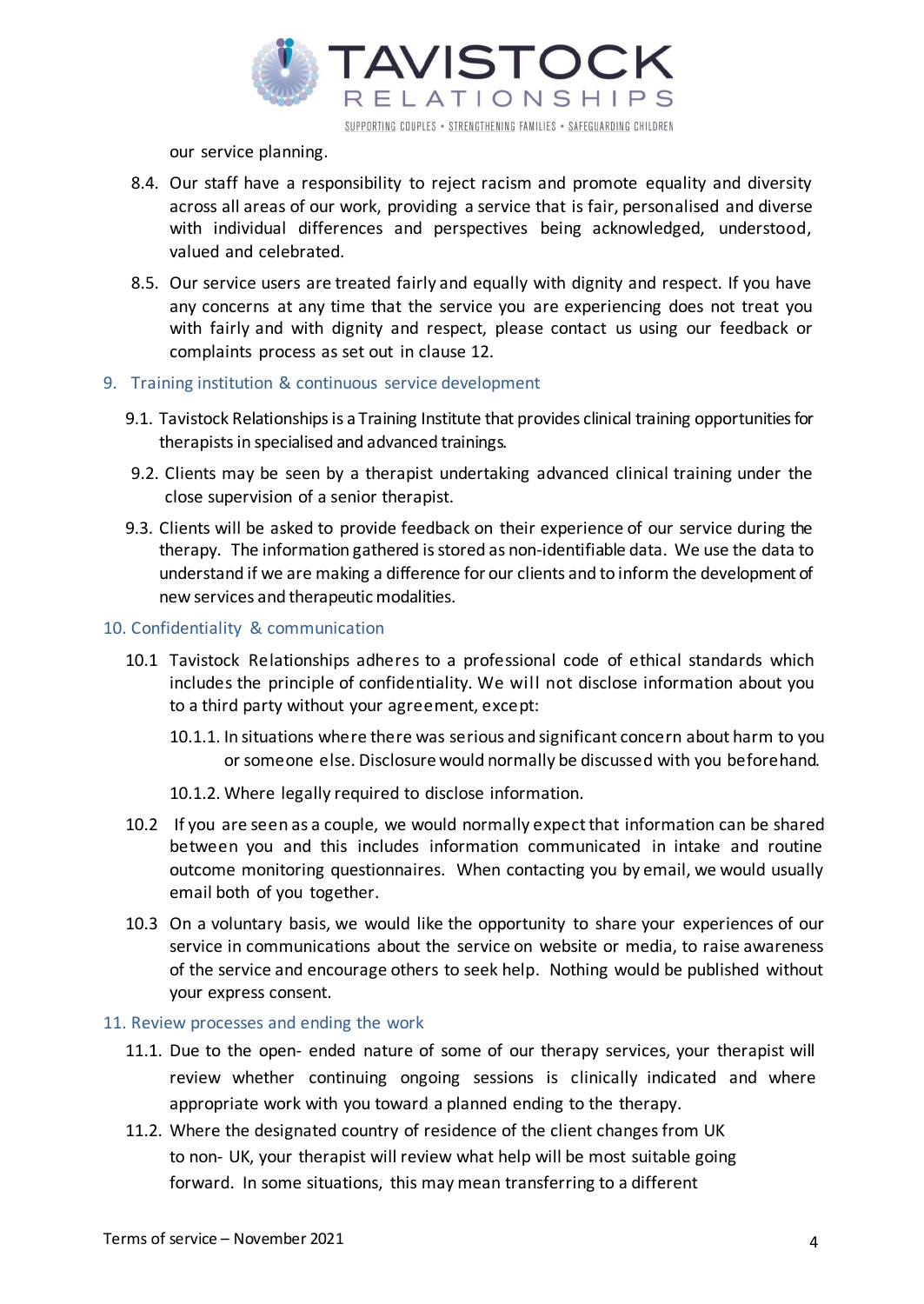our service planning.

8.4. Our staff have a responsibility to reject racism and promote equality and diversity across all areas of our work, providing a service that is fair, personalised and diverse with individual differences and perspectives being acknowledged, understood, valued and celebrated.

8.5. Our service users are treated fairly and equally with dignity and respect. If you have any concerns at any time that the service you are experiencing does not treat you with fairly and with dignity and respect, please contact us using our feedback or complaints process as set out in clause 12.

## 9. Training institution & continuous service development

9.1. Tavistock Relationships is a Training Institute that provides clinical training opportunities for therapists in specialised and advanced trainings.

9.2. Clients may be seen by a therapist undertaking advanced clinical training under the close supervision of a senior therapist.

9.3. Clients will be asked to provide feedback on their experience of our service during the therapy. The information gathered is stored as non-identifiable data. We use the data to understand if we are making a difference for our clients and to inform the development of new services and therapeutic modalities.

## 10. Confidentiality & communication

10.1 Tavistock Relationships adheres to a professional code of ethical standards which includes the principle of confidentiality. We will not disclose information about you to a third party without your agreement, except:

10.1.1. In situations where there was serious and significant concern about harm to you or someone else. Disclosure would normally be discussed with you beforehand.

10.1.2. Where legally required to disclose information.

10.2 If you are seen as a couple, we would normally expect that information can be shared between you and this includes information communicated in intake and routine outcome monitoring questionnaires. When contacting you by email, we would usually email both of you together.

10.3 On a voluntary basis, we would like the opportunity to share your experiences of our service in communications about the service on website or media, to raise awareness of the service and encourage others to seek help. Nothing would be published without your express consent.

## 11. Review processes and ending the work

11.1. Due to the open- ended nature of some of our therapy services, your therapist will review whether continuing ongoing sessions is clinically indicated and where appropriate work with you toward a planned ending to the therapy.

11.2. Where the designated country of residence of the client changes from UK to non- UK, your therapist will review what help will be most suitable going forward. In some situations, this may mean transferring to a different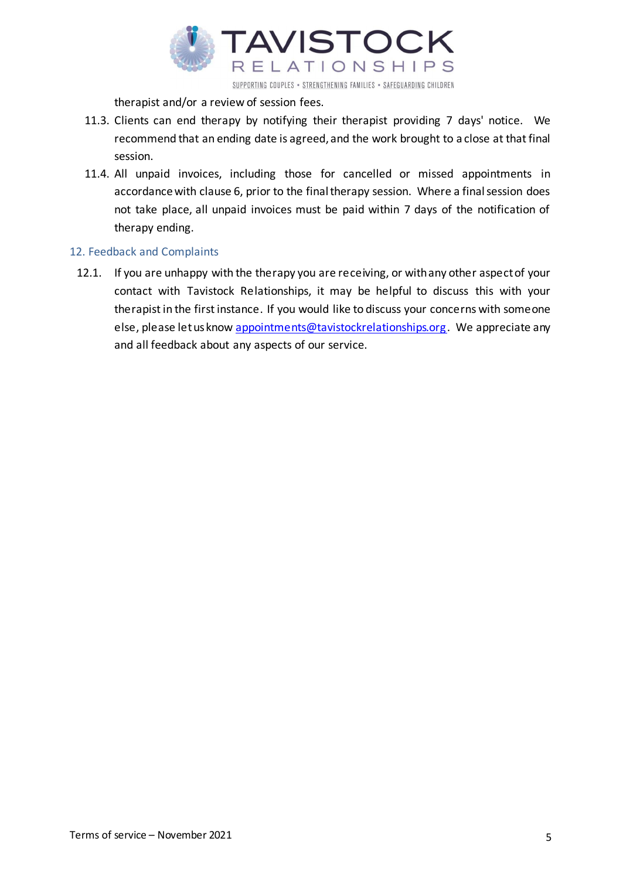therapist and/or a review of session fees.

11.3. Clients can end therapy by notifying their therapist providing 7 days' notice. We recommend that an ending date is agreed, and the work brought to a close at that final session.

11.4. All unpaid invoices, including those for cancelled or missed appointments in accordance with clause 6, prior to the final therapy session. Where a final session does not take place, all unpaid invoices must be paid within 7 days of the notification of therapy ending.

## 12. Feedback and Complaints

12.1. If you are unhappy with the therapy you are receiving, or with any other aspect of your contact with Tavistock Relationships, it may be helpful to discuss this with your therapist in the first instance. If you would like to discuss your concerns with someone else, please let us know appointments@tavistockrelationships.org. We appreciate any and all feedback about any aspects of our service.